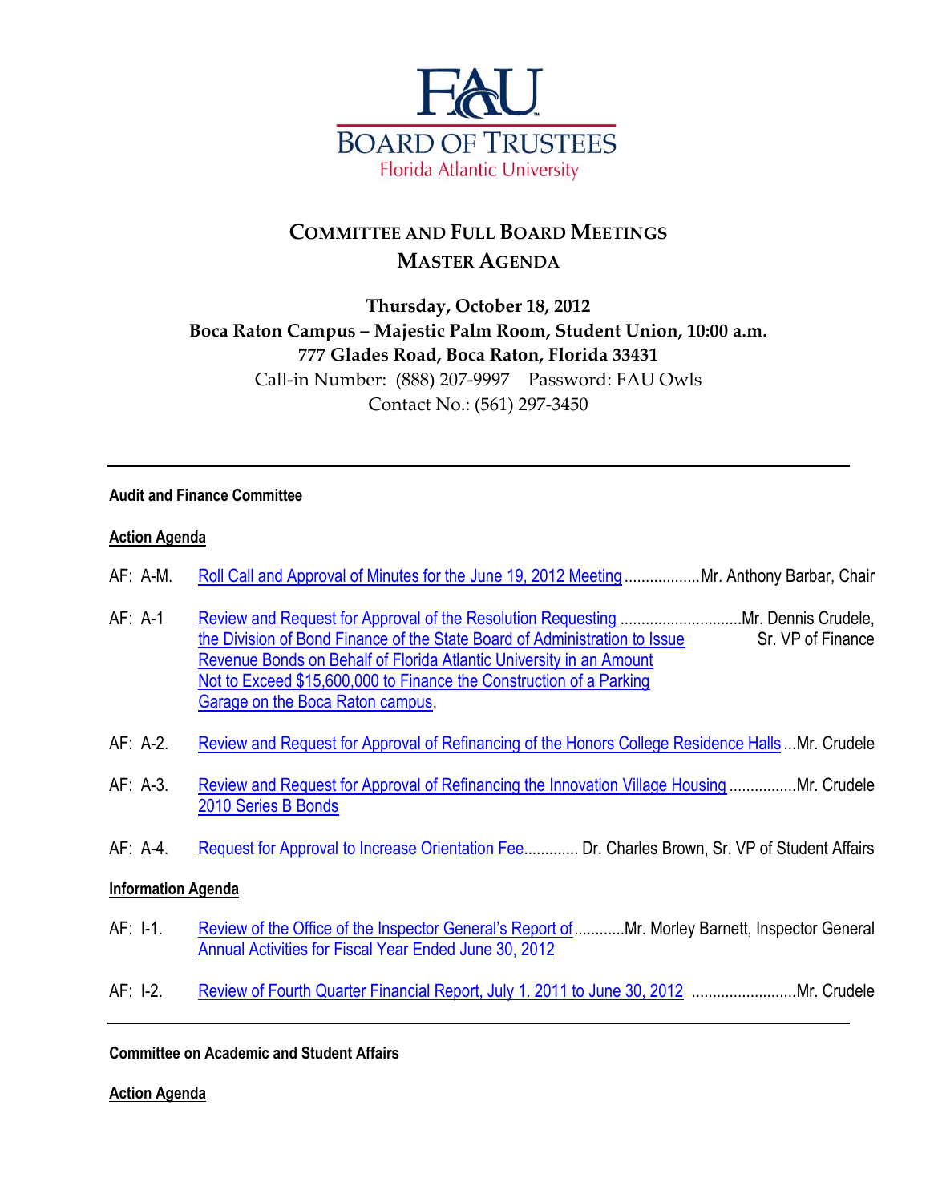# FAU BOARD OF TRUSTEES
Florida Atlantic University

## COMMITTEE AND FULL BOARD MEETINGS
## MASTER AGENDA

**Thursday, October 18, 2012**
**Boca Raton Campus – Majestic Palm Room, Student Union, 10:00 a.m.**
**777 Glades Road, Boca Raton, Florida 33431**
Call-in Number: (888) 207-9997 Password: FAU Owls
Contact No.: (561) 297-3450

---

**Audit and Finance Committee**

**Action Agenda**

AF: A-M. Roll Call and Approval of Minutes for the June 19, 2012 Meeting ..................Mr. Anthony Barbar, Chair

AF: A-1 Review and Request for Approval of the Resolution Requesting the Division of Bond Finance of the State Board of Administration to Issue Revenue Bonds on Behalf of Florida Atlantic University in an Amount Not to Exceed $15,600,000 to Finance the Construction of a Parking Garage on the Boca Raton campus. ............................Mr. Dennis Crudele, Sr. VP of Finance

AF: A-2. Review and Request for Approval of Refinancing of the Honors College Residence Halls ...Mr. Crudele

AF: A-3. Review and Request for Approval of Refinancing the Innovation Village Housing 2010 Series B Bonds ................Mr. Crudele

AF: A-4. Request for Approval to Increase Orientation Fee............. Dr. Charles Brown, Sr. VP of Student Affairs

**Information Agenda**

AF: I-1. Review of the Office of the Inspector General's Report of Annual Activities for Fiscal Year Ended June 30, 2012 ............Mr. Morley Barnett, Inspector General

AF: I-2. Review of Fourth Quarter Financial Report, July 1. 2011 to June 30, 2012 .........................Mr. Crudele

---

**Committee on Academic and Student Affairs**

**Action Agenda**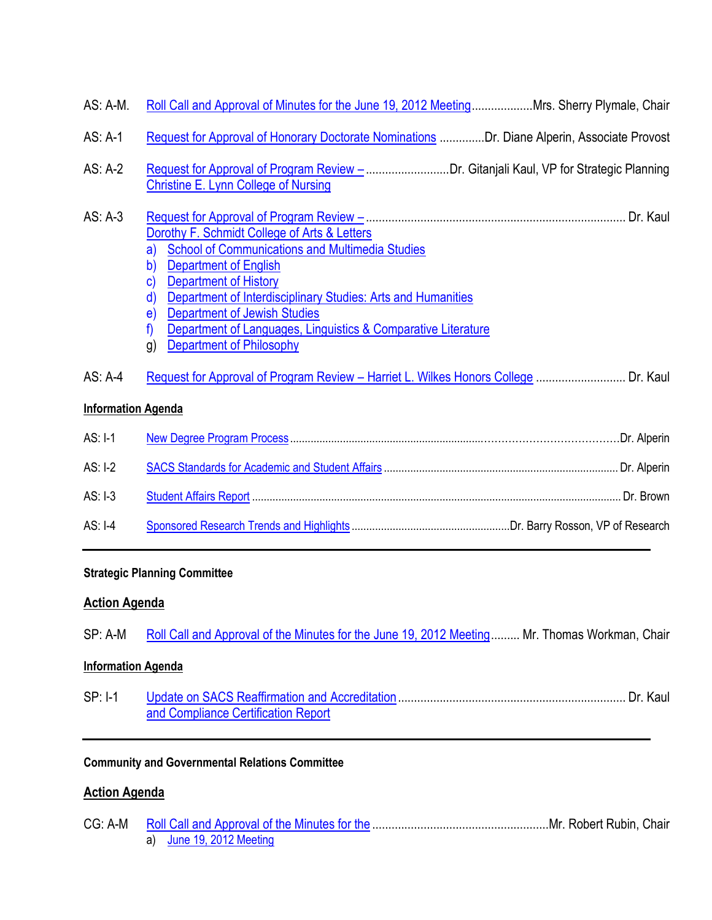AS: A-M. Roll Call and Approval of Minutes for the June 19, 2012 Meeting ...................Mrs. Sherry Plymale, Chair

AS: A-1 Request for Approval of Honorary Doctorate Nominations .............Dr. Diane Alperin, Associate Provost

AS: A-2 Request for Approval of Program Review – Christine E. Lynn College of Nursing ..........................Dr. Gitanjali Kaul, VP for Strategic Planning

AS: A-3 Request for Approval of Program Review – Dorothy F. Schmidt College of Arts & Letters ................................................................................ Dr. Kaul

a) School of Communications and Multimedia Studies
b) Department of English
c) Department of History
d) Department of Interdisciplinary Studies: Arts and Humanities
e) Department of Jewish Studies
f) Department of Languages, Linguistics & Comparative Literature
g) Department of Philosophy

AS: A-4 Request for Approval of Program Review – Harriet L. Wilkes Honors College ............................ Dr. Kaul

**Information Agenda**

AS: I-1 New Degree Program Process ........................................................................................Dr. Alperin

AS: I-2 SACS Standards for Academic and Student Affairs ............................................................................. Dr. Alperin

AS: I-3 Student Affairs Report ........................................................................................................................... Dr. Brown

AS: I-4 Sponsored Research Trends and Highlights .....................................................Dr. Barry Rosson, VP of Research

---

**Strategic Planning Committee**

**Action Agenda**

SP: A-M Roll Call and Approval of the Minutes for the June 19, 2012 Meeting......... Mr. Thomas Workman, Chair

**Information Agenda**

SP: I-1 Update on SACS Reaffirmation and Accreditation and Compliance Certification Report ...................................................................... Dr. Kaul

---

**Community and Governmental Relations Committee**

**Action Agenda**

CG: A-M Roll Call and Approval of the Minutes for the ......................................................Mr. Robert Rubin, Chair

a) June 19, 2012 Meeting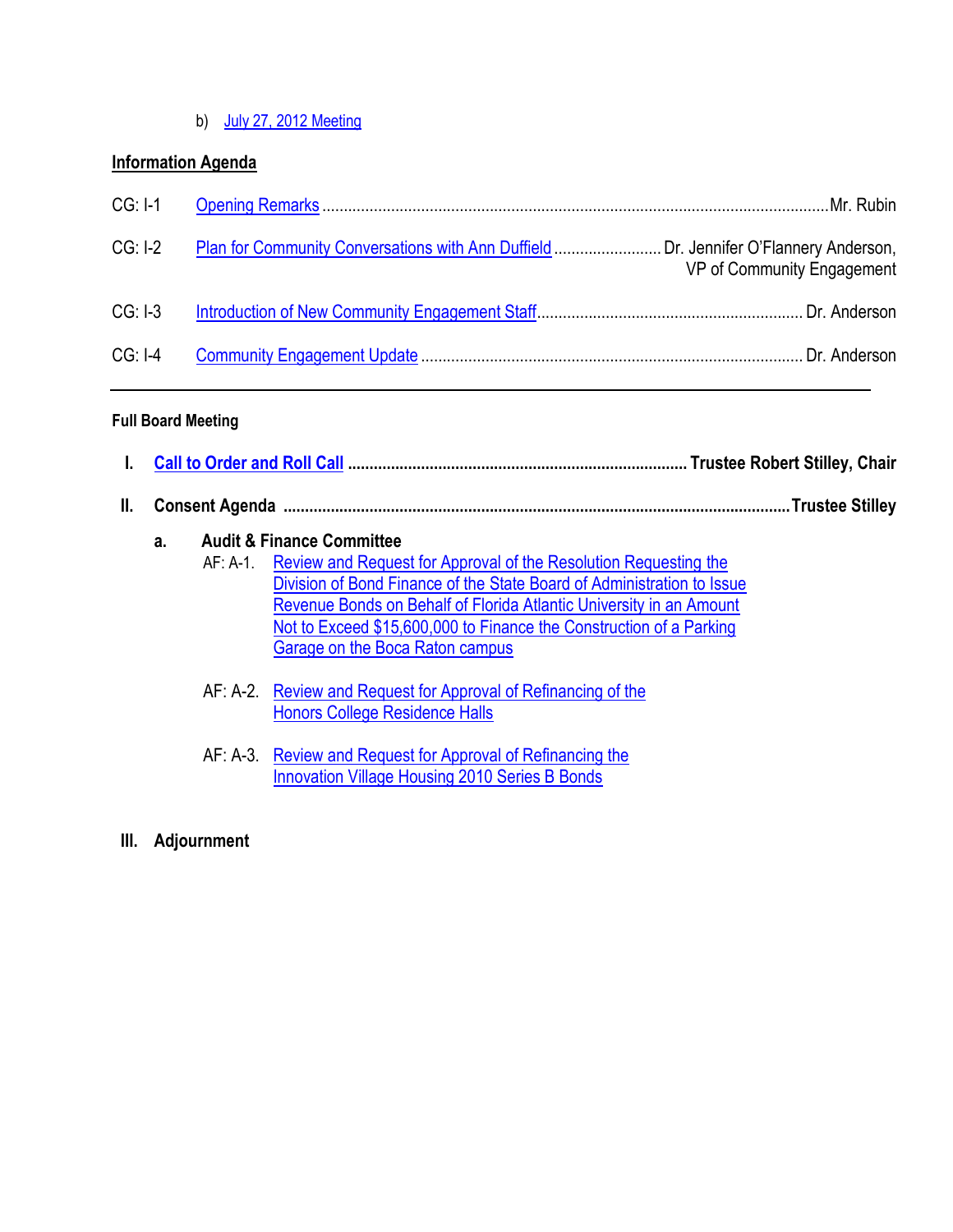b) July 27, 2012 Meeting

**Information Agenda**

CG: I-1 Opening Remarks .................................................... Mr. Rubin

CG: I-2 Plan for Community Conversations with Ann Duffield .................... Dr. Jennifer O'Flannery Anderson, VP of Community Engagement

CG: I-3 Introduction of New Community Engagement Staff .................... Dr. Anderson

CG: I-4 Community Engagement Update .................................................... Dr. Anderson

---

**Full Board Meeting**

**I. Call to Order and Roll Call .................................................... Trustee Robert Stilley, Chair**

**II. Consent Agenda .................................................... Trustee Stilley**

**a. Audit & Finance Committee**

AF: A-1. Review and Request for Approval of the Resolution Requesting the Division of Bond Finance of the State Board of Administration to Issue Revenue Bonds on Behalf of Florida Atlantic University in an Amount Not to Exceed $15,600,000 to Finance the Construction of a Parking Garage on the Boca Raton campus

AF: A-2. Review and Request for Approval of Refinancing of the Honors College Residence Halls

AF: A-3. Review and Request for Approval of Refinancing the Innovation Village Housing 2010 Series B Bonds

**III. Adjournment**